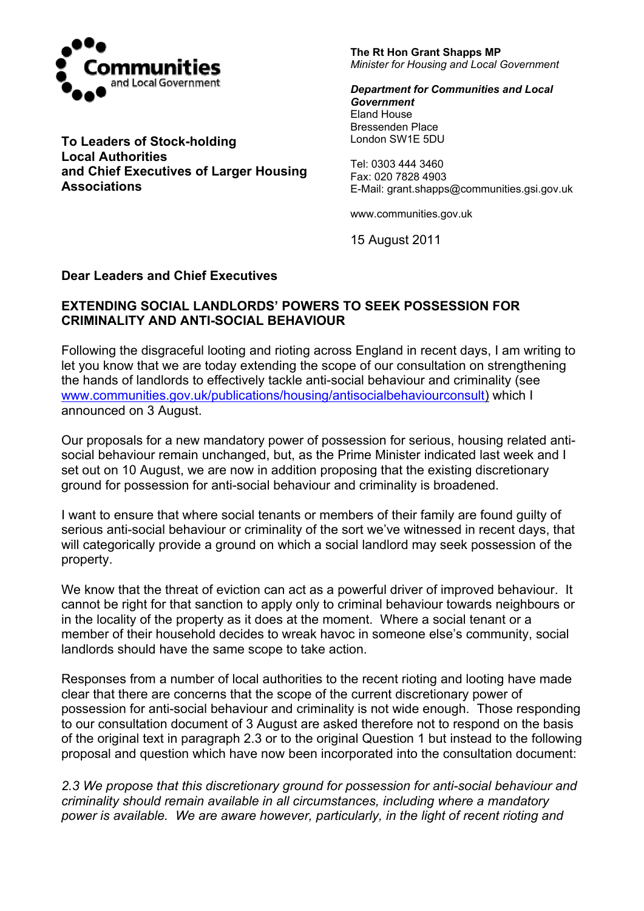Communities and Local Government

**The Rt Hon Grant Shapps MP**
*Minister for Housing and Local Government*

***Department for Communities and Local Government***
Eland House
Bressenden Place
London SW1E 5DU

Tel: 0303 444 3460
Fax: 020 7828 4903
E-Mail: grant.shapps@communities.gsi.gov.uk

www.communities.gov.uk

15 August 2011

**To Leaders of Stock-holding Local Authorities and Chief Executives of Larger Housing Associations**

**Dear Leaders and Chief Executives**

**EXTENDING SOCIAL LANDLORDS' POWERS TO SEEK POSSESSION FOR CRIMINALITY AND ANTI-SOCIAL BEHAVIOUR**

Following the disgraceful looting and rioting across England in recent days, I am writing to let you know that we are today extending the scope of our consultation on strengthening the hands of landlords to effectively tackle anti-social behaviour and criminality (see [www.communities.gov.uk/publications/housing/antisocialbehaviourconsult](www.communities.gov.uk/publications/housing/antisocialbehaviourconsult)) which I announced on 3 August.

Our proposals for a new mandatory power of possession for serious, housing related anti-social behaviour remain unchanged, but, as the Prime Minister indicated last week and I set out on 10 August, we are now in addition proposing that the existing discretionary ground for possession for anti-social behaviour and criminality is broadened.

I want to ensure that where social tenants or members of their family are found guilty of serious anti-social behaviour or criminality of the sort we've witnessed in recent days, that will categorically provide a ground on which a social landlord may seek possession of the property.

We know that the threat of eviction can act as a powerful driver of improved behaviour. It cannot be right for that sanction to apply only to criminal behaviour towards neighbours or in the locality of the property as it does at the moment. Where a social tenant or a member of their household decides to wreak havoc in someone else's community, social landlords should have the same scope to take action.

Responses from a number of local authorities to the recent rioting and looting have made clear that there are concerns that the scope of the current discretionary power of possession for anti-social behaviour and criminality is not wide enough. Those responding to our consultation document of 3 August are asked therefore not to respond on the basis of the original text in paragraph 2.3 or to the original Question 1 but instead to the following proposal and question which have now been incorporated into the consultation document:

*2.3 We propose that this discretionary ground for possession for anti-social behaviour and criminality should remain available in all circumstances, including where a mandatory power is available. We are aware however, particularly, in the light of recent rioting and*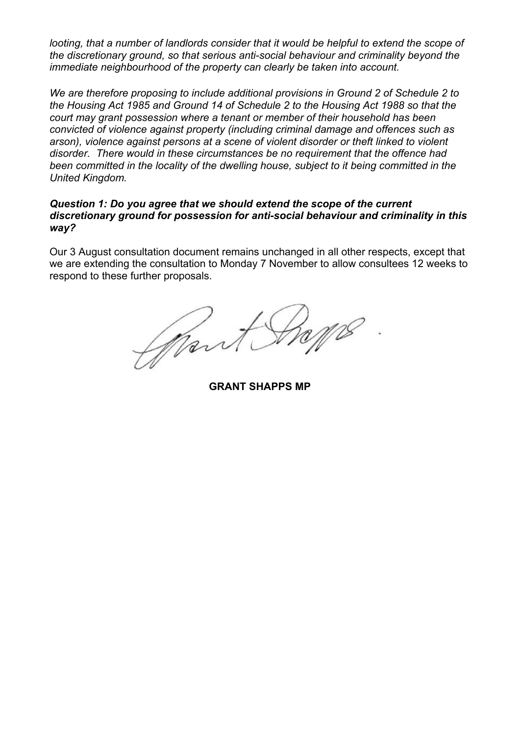*looting, that a number of landlords consider that it would be helpful to extend the scope of the discretionary ground, so that serious anti-social behaviour and criminality beyond the immediate neighbourhood of the property can clearly be taken into account.*

*We are therefore proposing to include additional provisions in Ground 2 of Schedule 2 to the Housing Act 1985 and Ground 14 of Schedule 2 to the Housing Act 1988 so that the court may grant possession where a tenant or member of their household has been convicted of violence against property (including criminal damage and offences such as arson), violence against persons at a scene of violent disorder or theft linked to violent disorder. There would in these circumstances be no requirement that the offence had been committed in the locality of the dwelling house, subject to it being committed in the United Kingdom.*

***Question 1: Do you agree that we should extend the scope of the current discretionary ground for possession for anti-social behaviour and criminality in this way?***

Our 3 August consultation document remains unchanged in all other respects, except that we are extending the consultation to Monday 7 November to allow consultees 12 weeks to respond to these further proposals.

**GRANT SHAPPS MP**